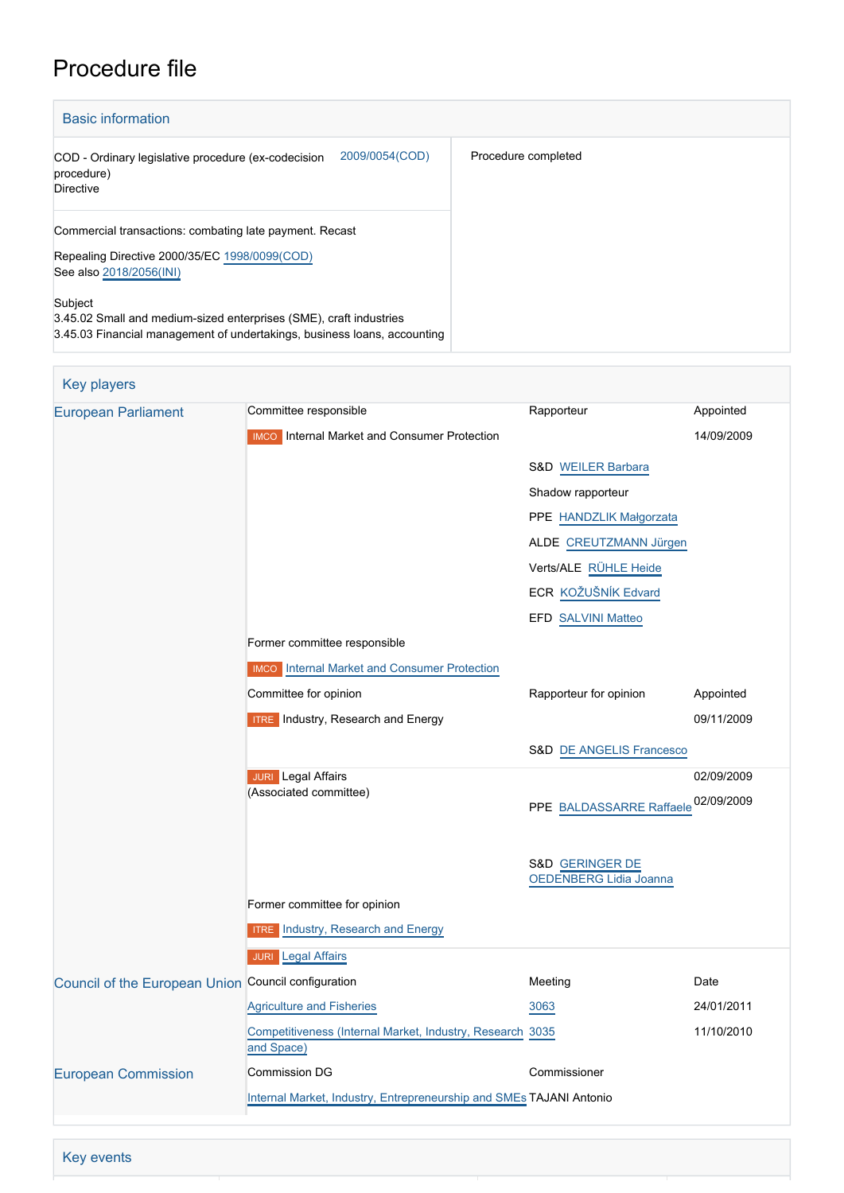# Procedure file

## Basic information

| | |
|---|---|
| COD - Ordinary legislative procedure (ex-codecision procedure) Directive 2009/0054(COD) | Procedure completed |
| Commercial transactions: combating late payment. Recast<br><br>Repealing Directive 2000/35/EC 1998/0099(COD)<br>See also 2018/2056(INI)<br><br>Subject<br>3.45.02 Small and medium-sized enterprises (SME), craft industries<br>3.45.03 Financial management of undertakings, business loans, accounting | |

## Key players

| | | | |
|---|---|---|---|
| European Parliament | Committee responsible | Rapporteur | Appointed |
| | IMCO Internal Market and Consumer Protection | | 14/09/2009 |
| | | S&D WEILER Barbara | |
| | | Shadow rapporteur | |
| | | PPE HANDZLIK Małgorzata | |
| | | ALDE CREUTZMANN Jürgen | |
| | | Verts/ALE RÜHLE Heide | |
| | | ECR KOŽUŠNÍK Edvard | |
| | | EFD SALVINI Matteo | |
| | Former committee responsible | | |
| | IMCO Internal Market and Consumer Protection | | |
| | Committee for opinion | Rapporteur for opinion | Appointed |
| | ITRE Industry, Research and Energy | | 09/11/2009 |
| | | S&D DE ANGELIS Francesco | |
| | JURI Legal Affairs (Associated committee) | | 02/09/2009 |
| | | PPE BALDASSARRE Raffaele | 02/09/2009 |
| | | S&D GERINGER DE OEDENBERG Lidia Joanna | |
| | Former committee for opinion | | |
| | ITRE Industry, Research and Energy | | |
| | JURI Legal Affairs | | |
| Council of the European Union | Council configuration | Meeting | Date |
| | Agriculture and Fisheries | 3063 | 24/01/2011 |
| | Competitiveness (Internal Market, Industry, Research and Space) | 3035 | 11/10/2010 |
| European Commission | Commission DG | Commissioner | |
| | Internal Market, Industry, Entrepreneurship and SMEs | TAJANI Antonio | |

## Key events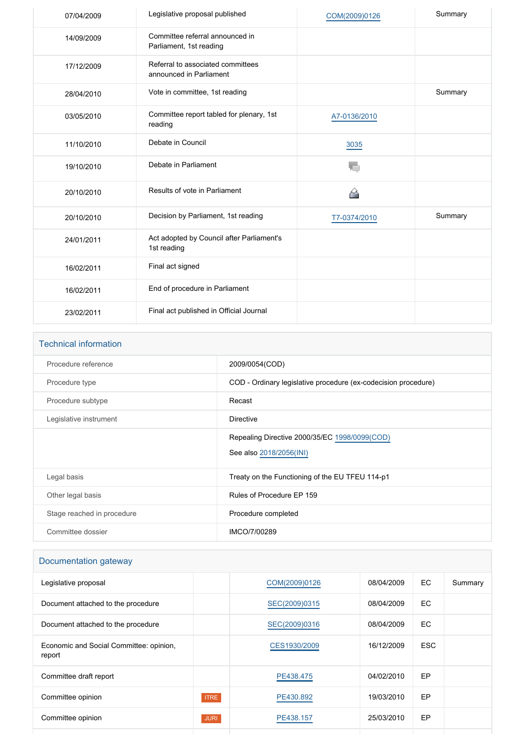| | | | |
|---|---|---|---|
| 07/04/2009 | Legislative proposal published | COM(2009)0126 | Summary |
| 14/09/2009 | Committee referral announced in Parliament, 1st reading | | |
| 17/12/2009 | Referral to associated committees announced in Parliament | | |
| 28/04/2010 | Vote in committee, 1st reading | | Summary |
| 03/05/2010 | Committee report tabled for plenary, 1st reading | A7-0136/2010 | |
| 11/10/2010 | Debate in Council | 3035 | |
| 19/10/2010 | Debate in Parliament | | |
| 20/10/2010 | Results of vote in Parliament | | |
| 20/10/2010 | Decision by Parliament, 1st reading | T7-0374/2010 | Summary |
| 24/01/2011 | Act adopted by Council after Parliament's 1st reading | | |
| 16/02/2011 | Final act signed | | |
| 16/02/2011 | End of procedure in Parliament | | |
| 23/02/2011 | Final act published in Official Journal | | |

## Technical information

| | |
|---|---|
| Procedure reference | 2009/0054(COD) |
| Procedure type | COD - Ordinary legislative procedure (ex-codecision procedure) |
| Procedure subtype | Recast |
| Legislative instrument | Directive |
| | Repealing Directive 2000/35/EC 1998/0099(COD)<br>See also 2018/2056(INI) |
| Legal basis | Treaty on the Functioning of the EU TFEU 114-p1 |
| Other legal basis | Rules of Procedure EP 159 |
| Stage reached in procedure | Procedure completed |
| Committee dossier | IMCO/7/00289 |

## Documentation gateway

| | | | | | |
|---|---|---|---|---|---|
| Legislative proposal | | COM(2009)0126 | 08/04/2009 | EC | Summary |
| Document attached to the procedure | | SEC(2009)0315 | 08/04/2009 | EC | |
| Document attached to the procedure | | SEC(2009)0316 | 08/04/2009 | EC | |
| Economic and Social Committee: opinion, report | | CES1930/2009 | 16/12/2009 | ESC | |
| Committee draft report | | PE438.475 | 04/02/2010 | EP | |
| Committee opinion | ITRE | PE430.892 | 19/03/2010 | EP | |
| Committee opinion | JURI | PE438.157 | 25/03/2010 | EP | |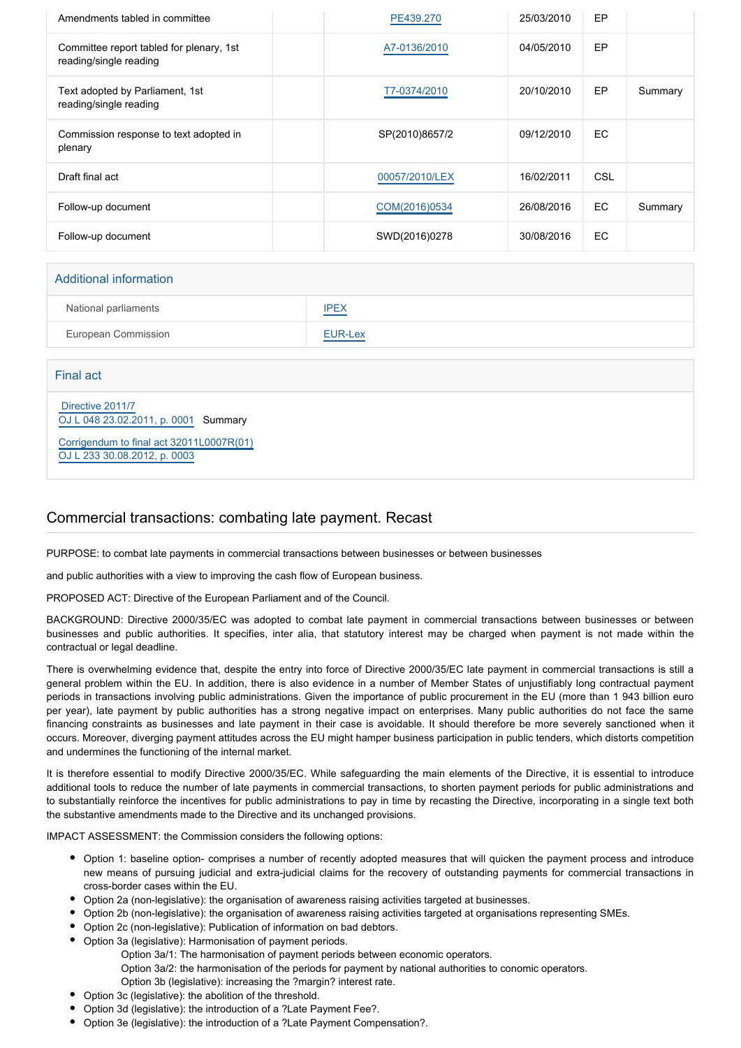| | | | | | |
|---|---|---|---|---|---|
| Amendments tabled in committee | | PE439.270 | 25/03/2010 | EP | |
| Committee report tabled for plenary, 1st reading/single reading | | A7-0136/2010 | 04/05/2010 | EP | |
| Text adopted by Parliament, 1st reading/single reading | | T7-0374/2010 | 20/10/2010 | EP | Summary |
| Commission response to text adopted in plenary | | SP(2010)8657/2 | 09/12/2010 | EC | |
| Draft final act | | 00057/2010/LEX | 16/02/2011 | CSL | |
| Follow-up document | | COM(2016)0534 | 26/08/2016 | EC | Summary |
| Follow-up document | | SWD(2016)0278 | 30/08/2016 | EC | |

## Additional information

| | |
|---|---|
| National parliaments | IPEX |
| European Commission | EUR-Lex |

## Final act

Directive 2011/7
OJ L 048 23.02.2011, p. 0001 Summary

Corrigendum to final act 32011L0007R(01)
OJ L 233 30.08.2012, p. 0003

## Commercial transactions: combating late payment. Recast

PURPOSE: to combat late payments in commercial transactions between businesses or between businesses

and public authorities with a view to improving the cash flow of European business.

PROPOSED ACT: Directive of the European Parliament and of the Council.

BACKGROUND: Directive 2000/35/EC was adopted to combat late payment in commercial transactions between businesses or between businesses and public authorities. It specifies, inter alia, that statutory interest may be charged when payment is not made within the contractual or legal deadline.

There is overwhelming evidence that, despite the entry into force of Directive 2000/35/EC late payment in commercial transactions is still a general problem within the EU. In addition, there is also evidence in a number of Member States of unjustifiably long contractual payment periods in transactions involving public administrations. Given the importance of public procurement in the EU (more than 1 943 billion euro per year), late payment by public authorities has a strong negative impact on enterprises. Many public authorities do not face the same financing constraints as businesses and late payment in their case is avoidable. It should therefore be more severely sanctioned when it occurs. Moreover, diverging payment attitudes across the EU might hamper business participation in public tenders, which distorts competition and undermines the functioning of the internal market.

It is therefore essential to modify Directive 2000/35/EC. While safeguarding the main elements of the Directive, it is essential to introduce additional tools to reduce the number of late payments in commercial transactions, to shorten payment periods for public administrations and to substantially reinforce the incentives for public administrations to pay in time by recasting the Directive, incorporating in a single text both the substantive amendments made to the Directive and its unchanged provisions.

IMPACT ASSESSMENT: the Commission considers the following options:

- Option 1: baseline option- comprises a number of recently adopted measures that will quicken the payment process and introduce new means of pursuing judicial and extra-judicial claims for the recovery of outstanding payments for commercial transactions in cross-border cases within the EU.
- Option 2a (non-legislative): the organisation of awareness raising activities targeted at businesses.
- Option 2b (non-legislative): the organisation of awareness raising activities targeted at organisations representing SMEs.
- Option 2c (non-legislative): Publication of information on bad debtors.
- Option 3a (legislative): Harmonisation of payment periods.
  - Option 3a/1: The harmonisation of payment periods between economic operators.
  - Option 3a/2: the harmonisation of the periods for payment by national authorities to conomic operators.
  - Option 3b (legislative): increasing the ?margin? interest rate.
- Option 3c (legislative): the abolition of the threshold.
- Option 3d (legislative): the introduction of a ?Late Payment Fee?.
- Option 3e (legislative): the introduction of a ?Late Payment Compensation?.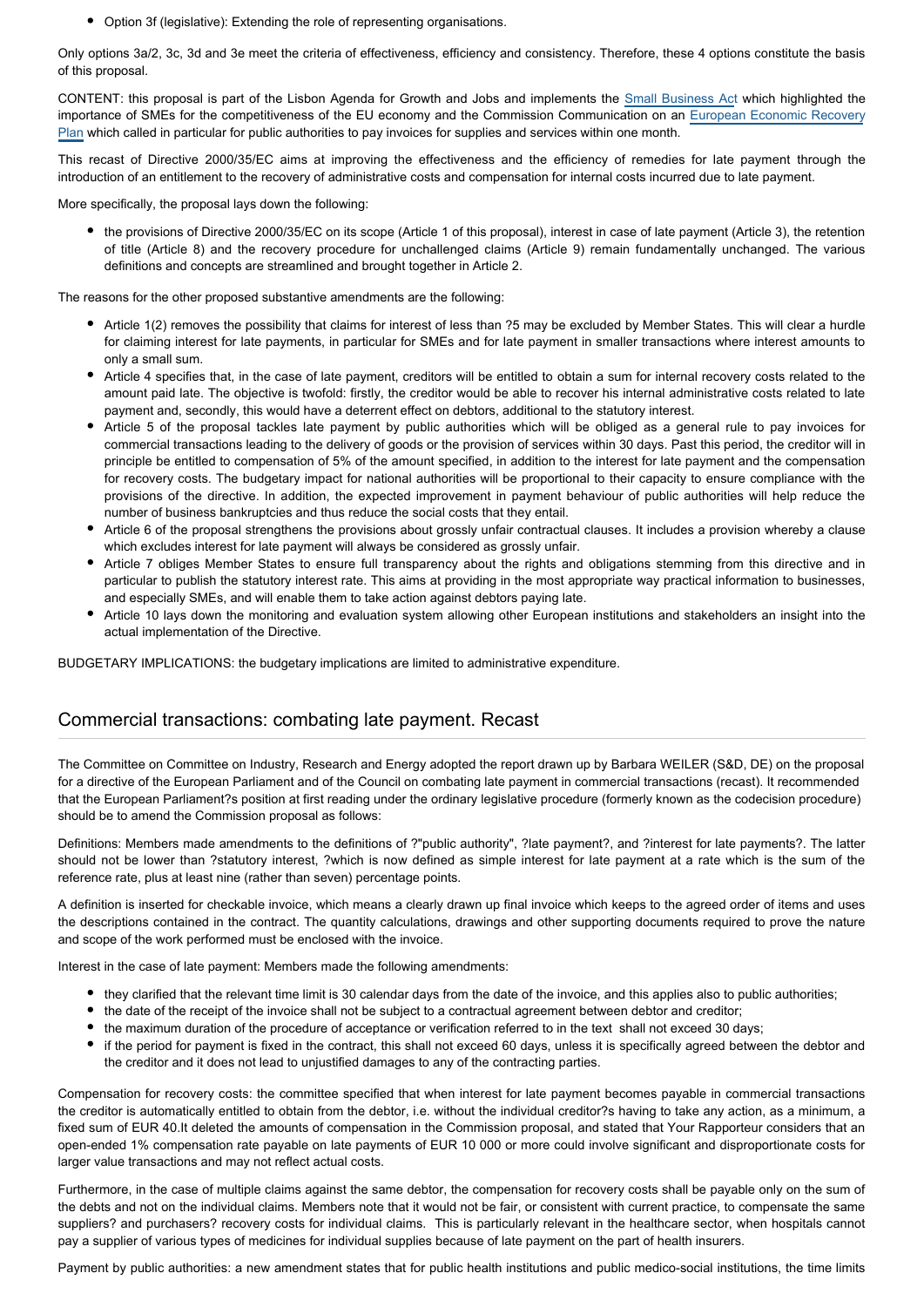- Option 3f (legislative): Extending the role of representing organisations.

Only options 3a/2, 3c, 3d and 3e meet the criteria of effectiveness, efficiency and consistency. Therefore, these 4 options constitute the basis of this proposal.

CONTENT: this proposal is part of the Lisbon Agenda for Growth and Jobs and implements the Small Business Act which highlighted the importance of SMEs for the competitiveness of the EU economy and the Commission Communication on an European Economic Recovery Plan which called in particular for public authorities to pay invoices for supplies and services within one month.

This recast of Directive 2000/35/EC aims at improving the effectiveness and the efficiency of remedies for late payment through the introduction of an entitlement to the recovery of administrative costs and compensation for internal costs incurred due to late payment.

More specifically, the proposal lays down the following:

- the provisions of Directive 2000/35/EC on its scope (Article 1 of this proposal), interest in case of late payment (Article 3), the retention of title (Article 8) and the recovery procedure for unchallenged claims (Article 9) remain fundamentally unchanged. The various definitions and concepts are streamlined and brought together in Article 2.

The reasons for the other proposed substantive amendments are the following:

- Article 1(2) removes the possibility that claims for interest of less than ?5 may be excluded by Member States. This will clear a hurdle for claiming interest for late payments, in particular for SMEs and for late payment in smaller transactions where interest amounts to only a small sum.
- Article 4 specifies that, in the case of late payment, creditors will be entitled to obtain a sum for internal recovery costs related to the amount paid late. The objective is twofold: firstly, the creditor would be able to recover his internal administrative costs related to late payment and, secondly, this would have a deterrent effect on debtors, additional to the statutory interest.
- Article 5 of the proposal tackles late payment by public authorities which will be obliged as a general rule to pay invoices for commercial transactions leading to the delivery of goods or the provision of services within 30 days. Past this period, the creditor will in principle be entitled to compensation of 5% of the amount specified, in addition to the interest for late payment and the compensation for recovery costs. The budgetary impact for national authorities will be proportional to their capacity to ensure compliance with the provisions of the directive. In addition, the expected improvement in payment behaviour of public authorities will help reduce the number of business bankruptcies and thus reduce the social costs that they entail.
- Article 6 of the proposal strengthens the provisions about grossly unfair contractual clauses. It includes a provision whereby a clause which excludes interest for late payment will always be considered as grossly unfair.
- Article 7 obliges Member States to ensure full transparency about the rights and obligations stemming from this directive and in particular to publish the statutory interest rate. This aims at providing in the most appropriate way practical information to businesses, and especially SMEs, and will enable them to take action against debtors paying late.
- Article 10 lays down the monitoring and evaluation system allowing other European institutions and stakeholders an insight into the actual implementation of the Directive.

BUDGETARY IMPLICATIONS: the budgetary implications are limited to administrative expenditure.

## Commercial transactions: combating late payment. Recast

The Committee on Committee on Industry, Research and Energy adopted the report drawn up by Barbara WEILER (S&D, DE) on the proposal for a directive of the European Parliament and of the Council on combating late payment in commercial transactions (recast). It recommended that the European Parliament?s position at first reading under the ordinary legislative procedure (formerly known as the codecision procedure) should be to amend the Commission proposal as follows:

Definitions: Members made amendments to the definitions of ?"public authority", ?late payment?, and ?interest for late payments?. The latter should not be lower than ?statutory interest, ?which is now defined as simple interest for late payment at a rate which is the sum of the reference rate, plus at least nine (rather than seven) percentage points.

A definition is inserted for checkable invoice, which means a clearly drawn up final invoice which keeps to the agreed order of items and uses the descriptions contained in the contract. The quantity calculations, drawings and other supporting documents required to prove the nature and scope of the work performed must be enclosed with the invoice.

Interest in the case of late payment: Members made the following amendments:

- they clarified that the relevant time limit is 30 calendar days from the date of the invoice, and this applies also to public authorities;
- the date of the receipt of the invoice shall not be subject to a contractual agreement between debtor and creditor;
- the maximum duration of the procedure of acceptance or verification referred to in the text shall not exceed 30 days;
- if the period for payment is fixed in the contract, this shall not exceed 60 days, unless it is specifically agreed between the debtor and the creditor and it does not lead to unjustified damages to any of the contracting parties.

Compensation for recovery costs: the committee specified that when interest for late payment becomes payable in commercial transactions the creditor is automatically entitled to obtain from the debtor, i.e. without the individual creditor?s having to take any action, as a minimum, a fixed sum of EUR 40.It deleted the amounts of compensation in the Commission proposal, and stated that Your Rapporteur considers that an open-ended 1% compensation rate payable on late payments of EUR 10 000 or more could involve significant and disproportionate costs for larger value transactions and may not reflect actual costs.

Furthermore, in the case of multiple claims against the same debtor, the compensation for recovery costs shall be payable only on the sum of the debts and not on the individual claims. Members note that it would not be fair, or consistent with current practice, to compensate the same suppliers? and purchasers? recovery costs for individual claims. This is particularly relevant in the healthcare sector, when hospitals cannot pay a supplier of various types of medicines for individual supplies because of late payment on the part of health insurers.

Payment by public authorities: a new amendment states that for public health institutions and public medico-social institutions, the time limits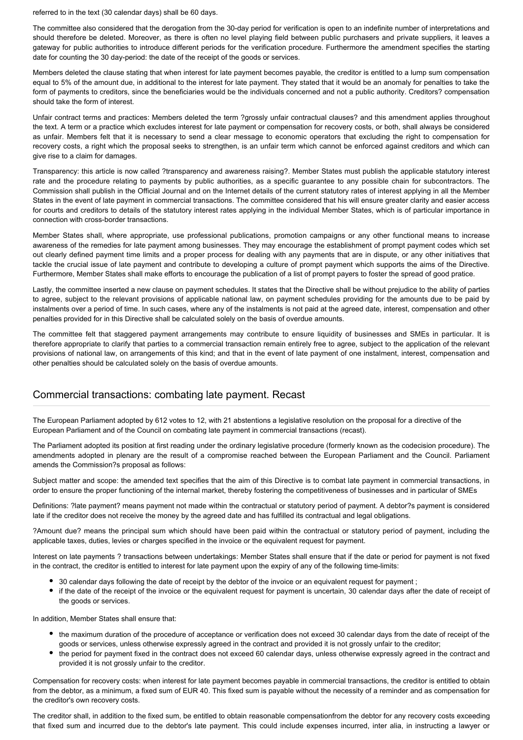referred to in the text (30 calendar days) shall be 60 days.

The committee also considered that the derogation from the 30-day period for verification is open to an indefinite number of interpretations and should therefore be deleted. Moreover, as there is often no level playing field between public purchasers and private suppliers, it leaves a gateway for public authorities to introduce different periods for the verification procedure. Furthermore the amendment specifies the starting date for counting the 30 day-period: the date of the receipt of the goods or services.

Members deleted the clause stating that when interest for late payment becomes payable, the creditor is entitled to a lump sum compensation equal to 5% of the amount due, in additional to the interest for late payment. They stated that it would be an anomaly for penalties to take the form of payments to creditors, since the beneficiaries would be the individuals concerned and not a public authority. Creditors? compensation should take the form of interest.

Unfair contract terms and practices: Members deleted the term ?grossly unfair contractual clauses? and this amendment applies throughout the text. A term or a practice which excludes interest for late payment or compensation for recovery costs, or both, shall always be considered as unfair. Members felt that it is necessary to send a clear message to economic operators that excluding the right to compensation for recovery costs, a right which the proposal seeks to strengthen, is an unfair term which cannot be enforced against creditors and which can give rise to a claim for damages.

Transparency: this article is now called ?transparency and awareness raising?. Member States must publish the applicable statutory interest rate and the procedure relating to payments by public authorities, as a specific guarantee to any possible chain for subcontractors. The Commission shall publish in the Official Journal and on the Internet details of the current statutory rates of interest applying in all the Member States in the event of late payment in commercial transactions. The committee considered that his will ensure greater clarity and easier access for courts and creditors to details of the statutory interest rates applying in the individual Member States, which is of particular importance in connection with cross-border transactions.

Member States shall, where appropriate, use professional publications, promotion campaigns or any other functional means to increase awareness of the remedies for late payment among businesses. They may encourage the establishment of prompt payment codes which set out clearly defined payment time limits and a proper process for dealing with any payments that are in dispute, or any other initiatives that tackle the crucial issue of late payment and contribute to developing a culture of prompt payment which supports the aims of the Directive. Furthermore, Member States shall make efforts to encourage the publication of a list of prompt payers to foster the spread of good pratice.

Lastly, the committee inserted a new clause on payment schedules. It states that the Directive shall be without prejudice to the ability of parties to agree, subject to the relevant provisions of applicable national law, on payment schedules providing for the amounts due to be paid by instalments over a period of time. In such cases, where any of the instalments is not paid at the agreed date, interest, compensation and other penalties provided for in this Directive shall be calculated solely on the basis of overdue amounts.

The committee felt that staggered payment arrangements may contribute to ensure liquidity of businesses and SMEs in particular. It is therefore appropriate to clarify that parties to a commercial transaction remain entirely free to agree, subject to the application of the relevant provisions of national law, on arrangements of this kind; and that in the event of late payment of one instalment, interest, compensation and other penalties should be calculated solely on the basis of overdue amounts.

## Commercial transactions: combating late payment. Recast

The European Parliament adopted by 612 votes to 12, with 21 abstentions a legislative resolution on the proposal for a directive of the European Parliament and of the Council on combating late payment in commercial transactions (recast).

The Parliament adopted its position at first reading under the ordinary legislative procedure (formerly known as the codecision procedure). The amendments adopted in plenary are the result of a compromise reached between the European Parliament and the Council. Parliament amends the Commission?s proposal as follows:

Subject matter and scope: the amended text specifies that the aim of this Directive is to combat late payment in commercial transactions, in order to ensure the proper functioning of the internal market, thereby fostering the competitiveness of businesses and in particular of SMEs

Definitions: ?late payment? means payment not made within the contractual or statutory period of payment. A debtor?s payment is considered late if the creditor does not receive the money by the agreed date and has fulfilled its contractual and legal obligations.

?Amount due? means the principal sum which should have been paid within the contractual or statutory period of payment, including the applicable taxes, duties, levies or charges specified in the invoice or the equivalent request for payment.

Interest on late payments ? transactions between undertakings: Member States shall ensure that if the date or period for payment is not fixed in the contract, the creditor is entitled to interest for late payment upon the expiry of any of the following time-limits:

- 30 calendar days following the date of receipt by the debtor of the invoice or an equivalent request for payment ;
- if the date of the receipt of the invoice or the equivalent request for payment is uncertain, 30 calendar days after the date of receipt of the goods or services.

In addition, Member States shall ensure that:

- the maximum duration of the procedure of acceptance or verification does not exceed 30 calendar days from the date of receipt of the goods or services, unless otherwise expressly agreed in the contract and provided it is not grossly unfair to the creditor;
- the period for payment fixed in the contract does not exceed 60 calendar days, unless otherwise expressly agreed in the contract and provided it is not grossly unfair to the creditor.

Compensation for recovery costs: when interest for late payment becomes payable in commercial transactions, the creditor is entitled to obtain from the debtor, as a minimum, a fixed sum of EUR 40. This fixed sum is payable without the necessity of a reminder and as compensation for the creditor's own recovery costs.

The creditor shall, in addition to the fixed sum, be entitled to obtain reasonable compensationfrom the debtor for any recovery costs exceeding that fixed sum and incurred due to the debtor's late payment. This could include expenses incurred, inter alia, in instructing a lawyer or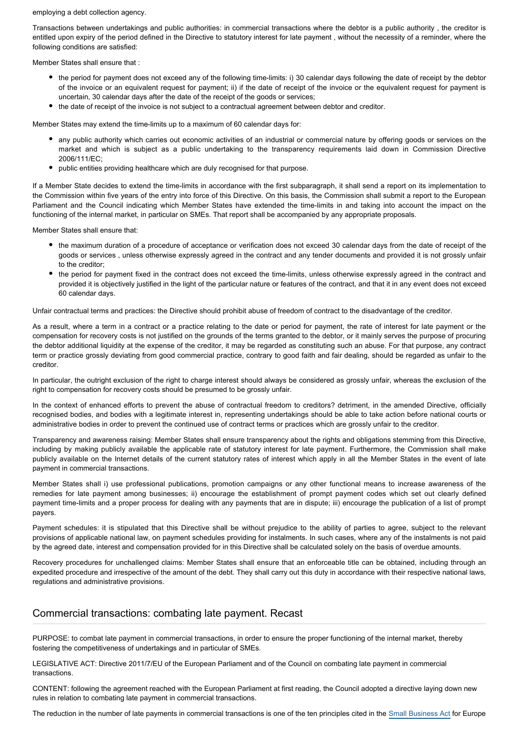employing a debt collection agency.

Transactions between undertakings and public authorities: in commercial transactions where the debtor is a public authority , the creditor is entitled upon expiry of the period defined in the Directive to statutory interest for late payment , without the necessity of a reminder, where the following conditions are satisfied:

Member States shall ensure that :

- the period for payment does not exceed any of the following time-limits: i) 30 calendar days following the date of receipt by the debtor of the invoice or an equivalent request for payment; ii) if the date of receipt of the invoice or the equivalent request for payment is uncertain, 30 calendar days after the date of the receipt of the goods or services;
- the date of receipt of the invoice is not subject to a contractual agreement between debtor and creditor.

Member States may extend the time-limits up to a maximum of 60 calendar days for:

- any public authority which carries out economic activities of an industrial or commercial nature by offering goods or services on the market and which is subject as a public undertaking to the transparency requirements laid down in Commission Directive 2006/111/EC;
- public entities providing healthcare which are duly recognised for that purpose.

If a Member State decides to extend the time-limits in accordance with the first subparagraph, it shall send a report on its implementation to the Commission within five years of the entry into force of this Directive. On this basis, the Commission shall submit a report to the European Parliament and the Council indicating which Member States have extended the time-limits in and taking into account the impact on the functioning of the internal market, in particular on SMEs. That report shall be accompanied by any appropriate proposals.

Member States shall ensure that:

- the maximum duration of a procedure of acceptance or verification does not exceed 30 calendar days from the date of receipt of the goods or services , unless otherwise expressly agreed in the contract and any tender documents and provided it is not grossly unfair to the creditor;
- the period for payment fixed in the contract does not exceed the time-limits, unless otherwise expressly agreed in the contract and provided it is objectively justified in the light of the particular nature or features of the contract, and that it in any event does not exceed 60 calendar days.

Unfair contractual terms and practices: the Directive should prohibit abuse of freedom of contract to the disadvantage of the creditor.

As a result, where a term in a contract or a practice relating to the date or period for payment, the rate of interest for late payment or the compensation for recovery costs is not justified on the grounds of the terms granted to the debtor, or it mainly serves the purpose of procuring the debtor additional liquidity at the expense of the creditor, it may be regarded as constituting such an abuse. For that purpose, any contract term or practice grossly deviating from good commercial practice, contrary to good faith and fair dealing, should be regarded as unfair to the creditor.

In particular, the outright exclusion of the right to charge interest should always be considered as grossly unfair, whereas the exclusion of the right to compensation for recovery costs should be presumed to be grossly unfair.

In the context of enhanced efforts to prevent the abuse of contractual freedom to creditors? detriment, in the amended Directive, officially recognised bodies, and bodies with a legitimate interest in, representing undertakings should be able to take action before national courts or administrative bodies in order to prevent the continued use of contract terms or practices which are grossly unfair to the creditor.

Transparency and awareness raising: Member States shall ensure transparency about the rights and obligations stemming from this Directive, including by making publicly available the applicable rate of statutory interest for late payment. Furthermore, the Commission shall make publicly available on the Internet details of the current statutory rates of interest which apply in all the Member States in the event of late payment in commercial transactions.

Member States shall i) use professional publications, promotion campaigns or any other functional means to increase awareness of the remedies for late payment among businesses; ii) encourage the establishment of prompt payment codes which set out clearly defined payment time-limits and a proper process for dealing with any payments that are in dispute; iii) encourage the publication of a list of prompt payers.

Payment schedules: it is stipulated that this Directive shall be without prejudice to the ability of parties to agree, subject to the relevant provisions of applicable national law, on payment schedules providing for instalments. In such cases, where any of the instalments is not paid by the agreed date, interest and compensation provided for in this Directive shall be calculated solely on the basis of overdue amounts.

Recovery procedures for unchallenged claims: Member States shall ensure that an enforceable title can be obtained, including through an expedited procedure and irrespective of the amount of the debt. They shall carry out this duty in accordance with their respective national laws, regulations and administrative provisions.

## Commercial transactions: combating late payment. Recast

PURPOSE: to combat late payment in commercial transactions, in order to ensure the proper functioning of the internal market, thereby fostering the competitiveness of undertakings and in particular of SMEs.

LEGISLATIVE ACT: Directive 2011/7/EU of the European Parliament and of the Council on combating late payment in commercial transactions.

CONTENT: following the agreement reached with the European Parliament at first reading, the Council adopted a directive laying down new rules in relation to combating late payment in commercial transactions.

The reduction in the number of late payments in commercial transactions is one of the ten principles cited in the Small Business Act for Europe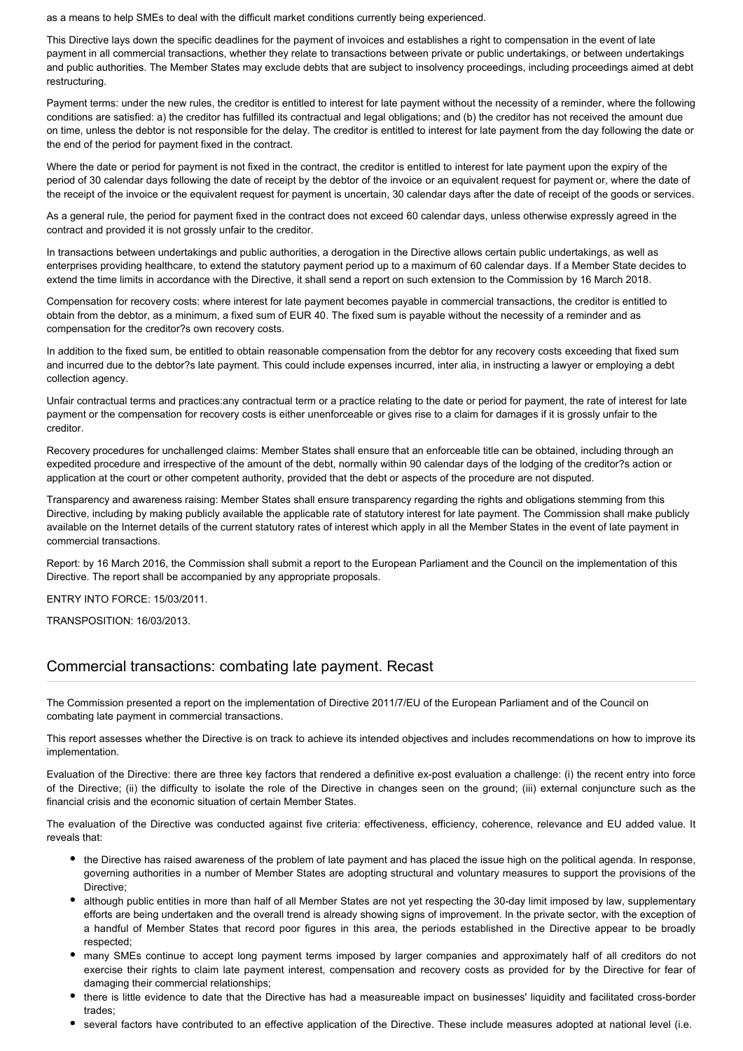as a means to help SMEs to deal with the difficult market conditions currently being experienced.

This Directive lays down the specific deadlines for the payment of invoices and establishes a right to compensation in the event of late payment in all commercial transactions, whether they relate to transactions between private or public undertakings, or between undertakings and public authorities. The Member States may exclude debts that are subject to insolvency proceedings, including proceedings aimed at debt restructuring.

Payment terms: under the new rules, the creditor is entitled to interest for late payment without the necessity of a reminder, where the following conditions are satisfied: a) the creditor has fulfilled its contractual and legal obligations; and (b) the creditor has not received the amount due on time, unless the debtor is not responsible for the delay. The creditor is entitled to interest for late payment from the day following the date or the end of the period for payment fixed in the contract.

Where the date or period for payment is not fixed in the contract, the creditor is entitled to interest for late payment upon the expiry of the period of 30 calendar days following the date of receipt by the debtor of the invoice or an equivalent request for payment or, where the date of the receipt of the invoice or the equivalent request for payment is uncertain, 30 calendar days after the date of receipt of the goods or services.

As a general rule, the period for payment fixed in the contract does not exceed 60 calendar days, unless otherwise expressly agreed in the contract and provided it is not grossly unfair to the creditor.

In transactions between undertakings and public authorities, a derogation in the Directive allows certain public undertakings, as well as enterprises providing healthcare, to extend the statutory payment period up to a maximum of 60 calendar days. If a Member State decides to extend the time limits in accordance with the Directive, it shall send a report on such extension to the Commission by 16 March 2018.

Compensation for recovery costs: where interest for late payment becomes payable in commercial transactions, the creditor is entitled to obtain from the debtor, as a minimum, a fixed sum of EUR 40. The fixed sum is payable without the necessity of a reminder and as compensation for the creditor?s own recovery costs.

In addition to the fixed sum, be entitled to obtain reasonable compensation from the debtor for any recovery costs exceeding that fixed sum and incurred due to the debtor?s late payment. This could include expenses incurred, inter alia, in instructing a lawyer or employing a debt collection agency.

Unfair contractual terms and practices:any contractual term or a practice relating to the date or period for payment, the rate of interest for late payment or the compensation for recovery costs is either unenforceable or gives rise to a claim for damages if it is grossly unfair to the creditor.

Recovery procedures for unchallenged claims: Member States shall ensure that an enforceable title can be obtained, including through an expedited procedure and irrespective of the amount of the debt, normally within 90 calendar days of the lodging of the creditor?s action or application at the court or other competent authority, provided that the debt or aspects of the procedure are not disputed.

Transparency and awareness raising: Member States shall ensure transparency regarding the rights and obligations stemming from this Directive, including by making publicly available the applicable rate of statutory interest for late payment. The Commission shall make publicly available on the Internet details of the current statutory rates of interest which apply in all the Member States in the event of late payment in commercial transactions.

Report: by 16 March 2016, the Commission shall submit a report to the European Parliament and the Council on the implementation of this Directive. The report shall be accompanied by any appropriate proposals.

ENTRY INTO FORCE: 15/03/2011.

TRANSPOSITION: 16/03/2013.

## Commercial transactions: combating late payment. Recast

The Commission presented a report on the implementation of Directive 2011/7/EU of the European Parliament and of the Council on combating late payment in commercial transactions.

This report assesses whether the Directive is on track to achieve its intended objectives and includes recommendations on how to improve its implementation.

Evaluation of the Directive: there are three key factors that rendered a definitive ex-post evaluation a challenge: (i) the recent entry into force of the Directive; (ii) the difficulty to isolate the role of the Directive in changes seen on the ground; (iii) external conjuncture such as the financial crisis and the economic situation of certain Member States.

The evaluation of the Directive was conducted against five criteria: effectiveness, efficiency, coherence, relevance and EU added value. It reveals that:

- the Directive has raised awareness of the problem of late payment and has placed the issue high on the political agenda. In response, governing authorities in a number of Member States are adopting structural and voluntary measures to support the provisions of the Directive;
- although public entities in more than half of all Member States are not yet respecting the 30-day limit imposed by law, supplementary efforts are being undertaken and the overall trend is already showing signs of improvement. In the private sector, with the exception of a handful of Member States that record poor figures in this area, the periods established in the Directive appear to be broadly respected;
- many SMEs continue to accept long payment terms imposed by larger companies and approximately half of all creditors do not exercise their rights to claim late payment interest, compensation and recovery costs as provided for by the Directive for fear of damaging their commercial relationships;
- there is little evidence to date that the Directive has had a measureable impact on businesses' liquidity and facilitated cross-border trades;
- several factors have contributed to an effective application of the Directive. These include measures adopted at national level (i.e.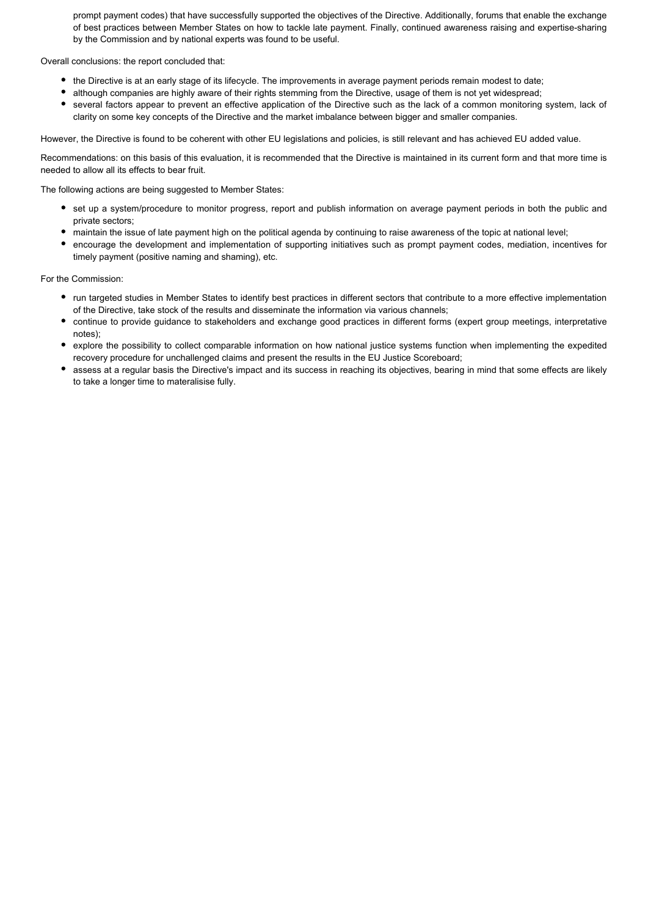prompt payment codes) that have successfully supported the objectives of the Directive. Additionally, forums that enable the exchange of best practices between Member States on how to tackle late payment. Finally, continued awareness raising and expertise-sharing by the Commission and by national experts was found to be useful.

Overall conclusions: the report concluded that:

- the Directive is at an early stage of its lifecycle. The improvements in average payment periods remain modest to date;
- although companies are highly aware of their rights stemming from the Directive, usage of them is not yet widespread;
- several factors appear to prevent an effective application of the Directive such as the lack of a common monitoring system, lack of clarity on some key concepts of the Directive and the market imbalance between bigger and smaller companies.

However, the Directive is found to be coherent with other EU legislations and policies, is still relevant and has achieved EU added value.

Recommendations: on this basis of this evaluation, it is recommended that the Directive is maintained in its current form and that more time is needed to allow all its effects to bear fruit.

The following actions are being suggested to Member States:

- set up a system/procedure to monitor progress, report and publish information on average payment periods in both the public and private sectors;
- maintain the issue of late payment high on the political agenda by continuing to raise awareness of the topic at national level;
- encourage the development and implementation of supporting initiatives such as prompt payment codes, mediation, incentives for timely payment (positive naming and shaming), etc.

For the Commission:

- run targeted studies in Member States to identify best practices in different sectors that contribute to a more effective implementation of the Directive, take stock of the results and disseminate the information via various channels;
- continue to provide guidance to stakeholders and exchange good practices in different forms (expert group meetings, interpretative notes);
- explore the possibility to collect comparable information on how national justice systems function when implementing the expedited recovery procedure for unchallenged claims and present the results in the EU Justice Scoreboard;
- assess at a regular basis the Directive's impact and its success in reaching its objectives, bearing in mind that some effects are likely to take a longer time to materalisise fully.